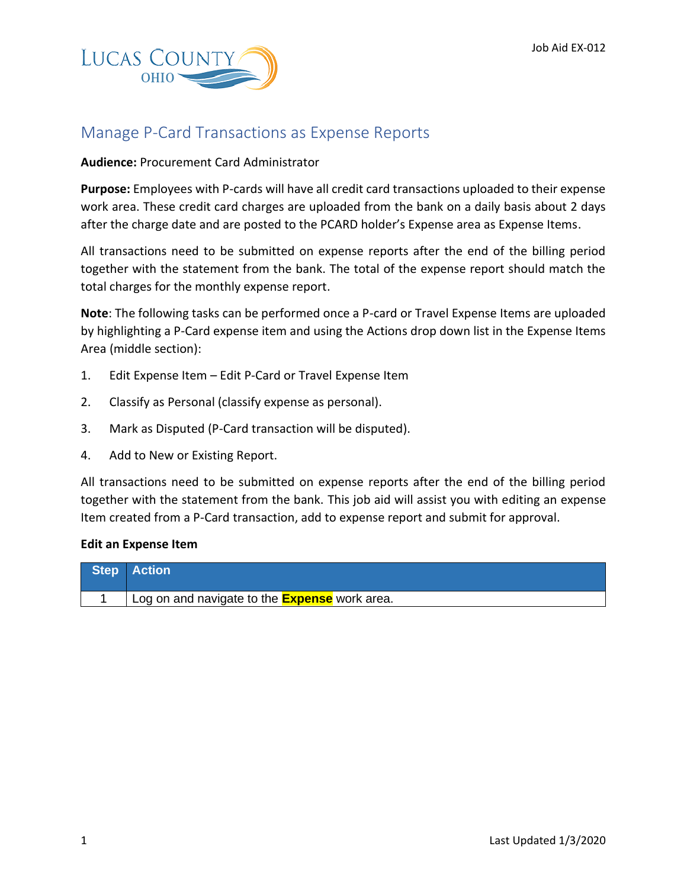Job Aid EX-012

LUCAS COUNTY OHIO

# Manage P-Card Transactions as Expense Reports

**Audience:** Procurement Card Administrator

**Purpose:** Employees with P-cards will have all credit card transactions uploaded to their expense work area. These credit card charges are uploaded from the bank on a daily basis about 2 days after the charge date and are posted to the PCARD holder's Expense area as Expense Items.

All transactions need to be submitted on expense reports after the end of the billing period together with the statement from the bank. The total of the expense report should match the total charges for the monthly expense report.

**Note**: The following tasks can be performed once a P-card or Travel Expense Items are uploaded by highlighting a P-Card expense item and using the Actions drop down list in the Expense Items Area (middle section):

1. Edit Expense Item – Edit P-Card or Travel Expense Item
2. Classify as Personal (classify expense as personal).
3. Mark as Disputed (P-Card transaction will be disputed).
4. Add to New or Existing Report.

All transactions need to be submitted on expense reports after the end of the billing period together with the statement from the bank. This job aid will assist you with editing an expense Item created from a P-Card transaction, add to expense report and submit for approval.

**Edit an Expense Item**

| Step | Action |
|---|---|
| 1 | Log on and navigate to the **Expense** work area. |

Last Updated 1/3/2020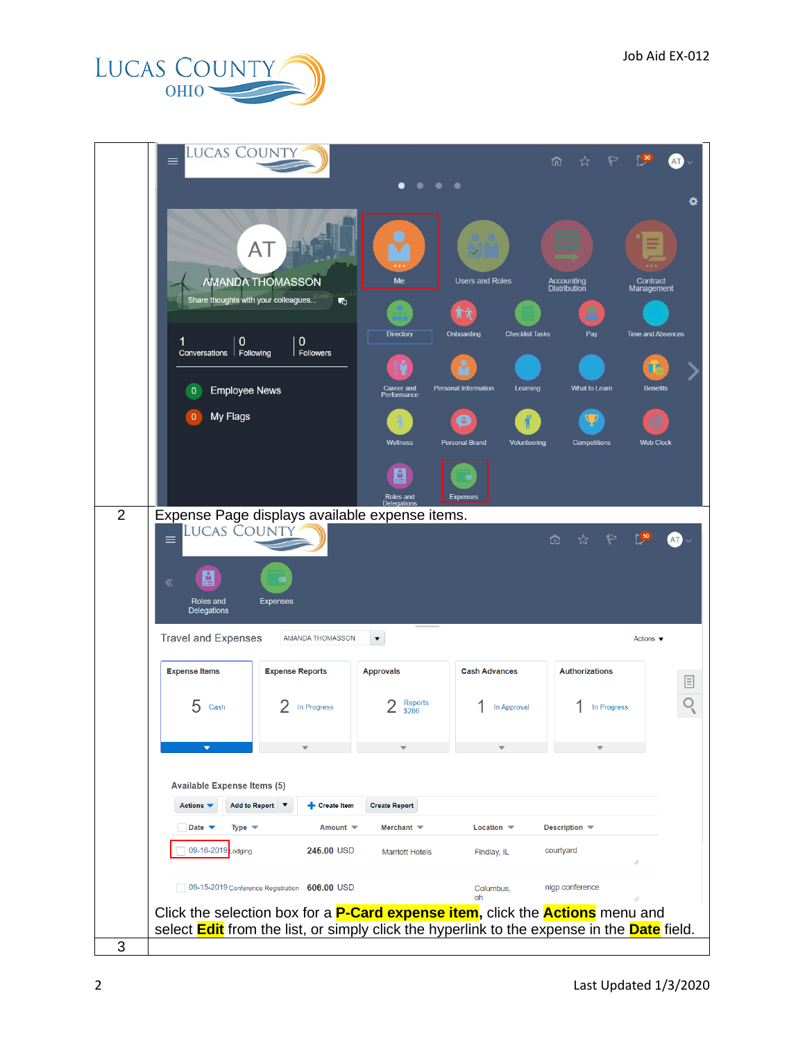| | |
|---|---|
| | |
| 2 | Expense Page displays available expense items. |
| | Click the selection box for a **P-Card expense item**, click the **Actions** menu and select **Edit** from the list, or simply click the hyperlink to the expense in the **Date** field. |
| 3 | |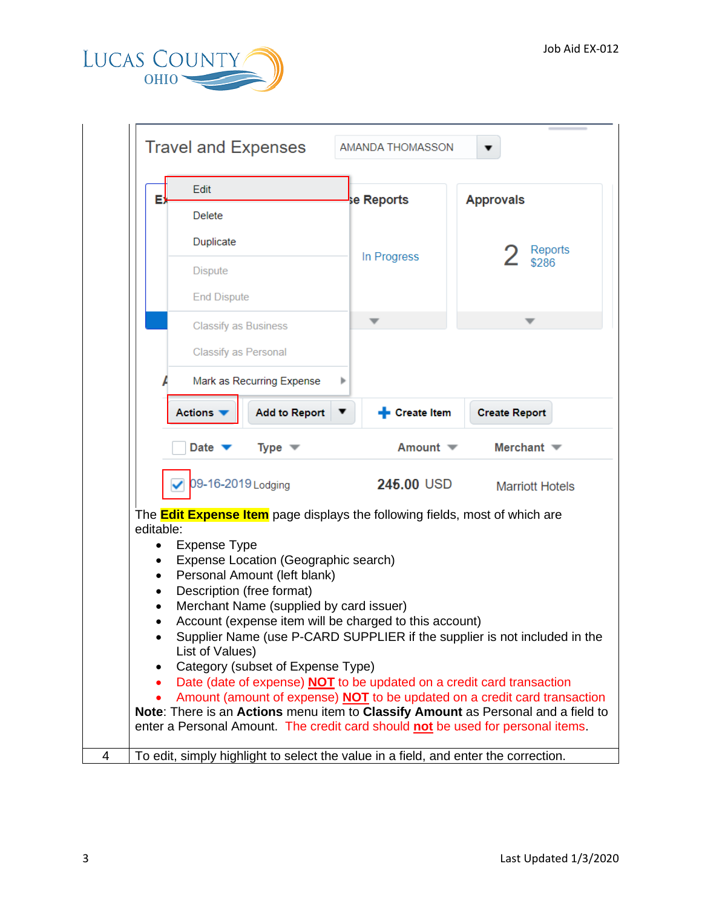| | |
|---|---|
| | The **Edit Expense Item** page displays the following fields, most of which are editable:<br>• Expense Type<br>• Expense Location (Geographic search)<br>• Personal Amount (left blank)<br>• Description (free format)<br>• Merchant Name (supplied by card issuer)<br>• Account (expense item will be charged to this account)<br>• Supplier Name (use P-CARD SUPPLIER if the supplier is not included in the List of Values)<br>• Category (subset of Expense Type)<br>• Date (date of expense) **NOT** to be updated on a credit card transaction<br>• Amount (amount of expense) **NOT** to be updated on a credit card transaction<br>**Note**: There is an **Actions** menu item to **Classify Amount** as Personal and a field to enter a Personal Amount. The credit card should **not** be used for personal items. |
| 4 | To edit, simply highlight to select the value in a field, and enter the correction. |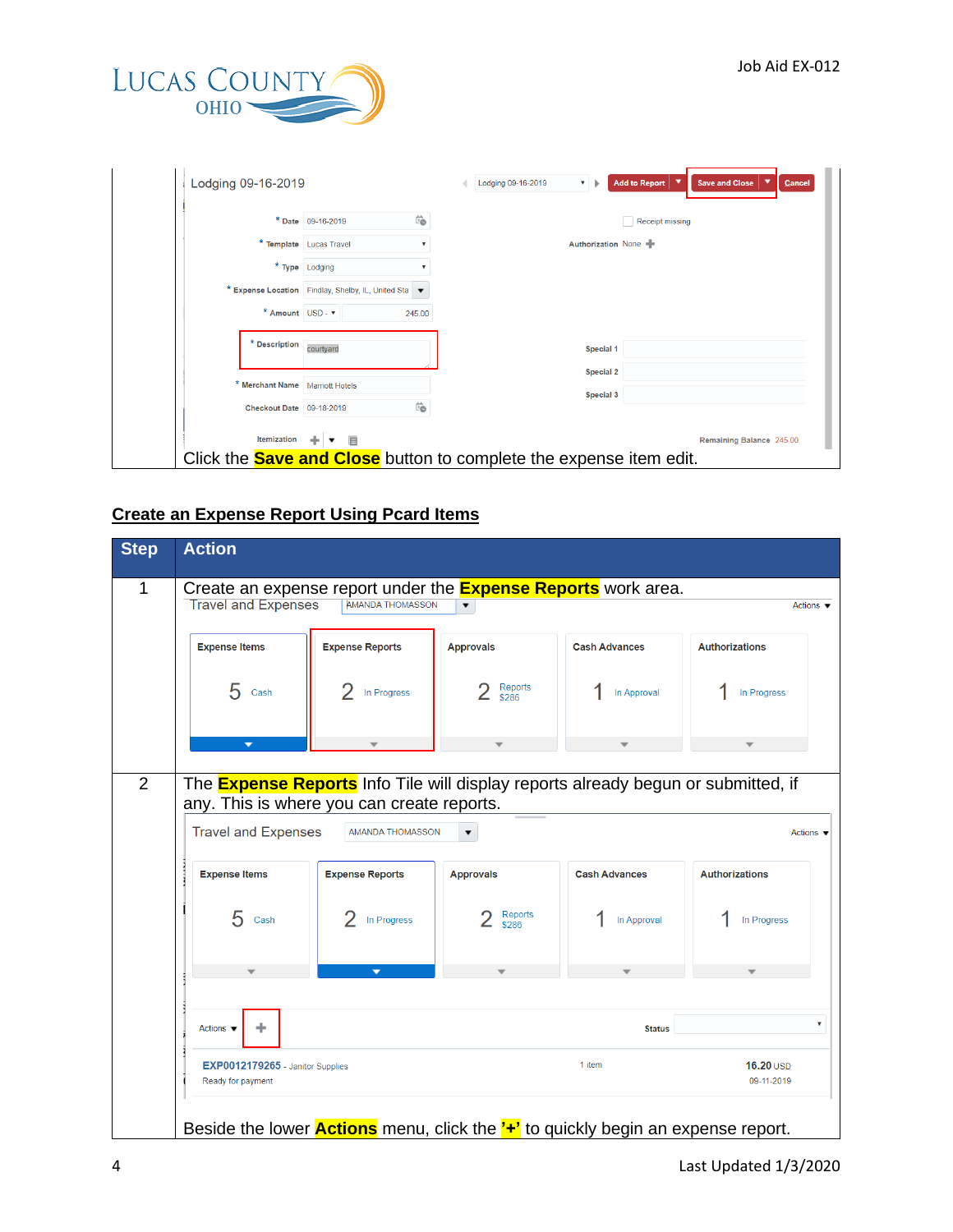| | |
|---|---|
| | Click the **Save and Close** button to complete the expense item edit. |

## Create an Expense Report Using Pcard Items

| Step | Action |
|---|---|
| 1 | Create an expense report under the **Expense Reports** work area. |
| 2 | The **Expense Reports** Info Tile will display reports already begun or submitted, if any. This is where you can create reports.<br><br>Beside the lower **Actions** menu, click the **'+'** to quickly begin an expense report. |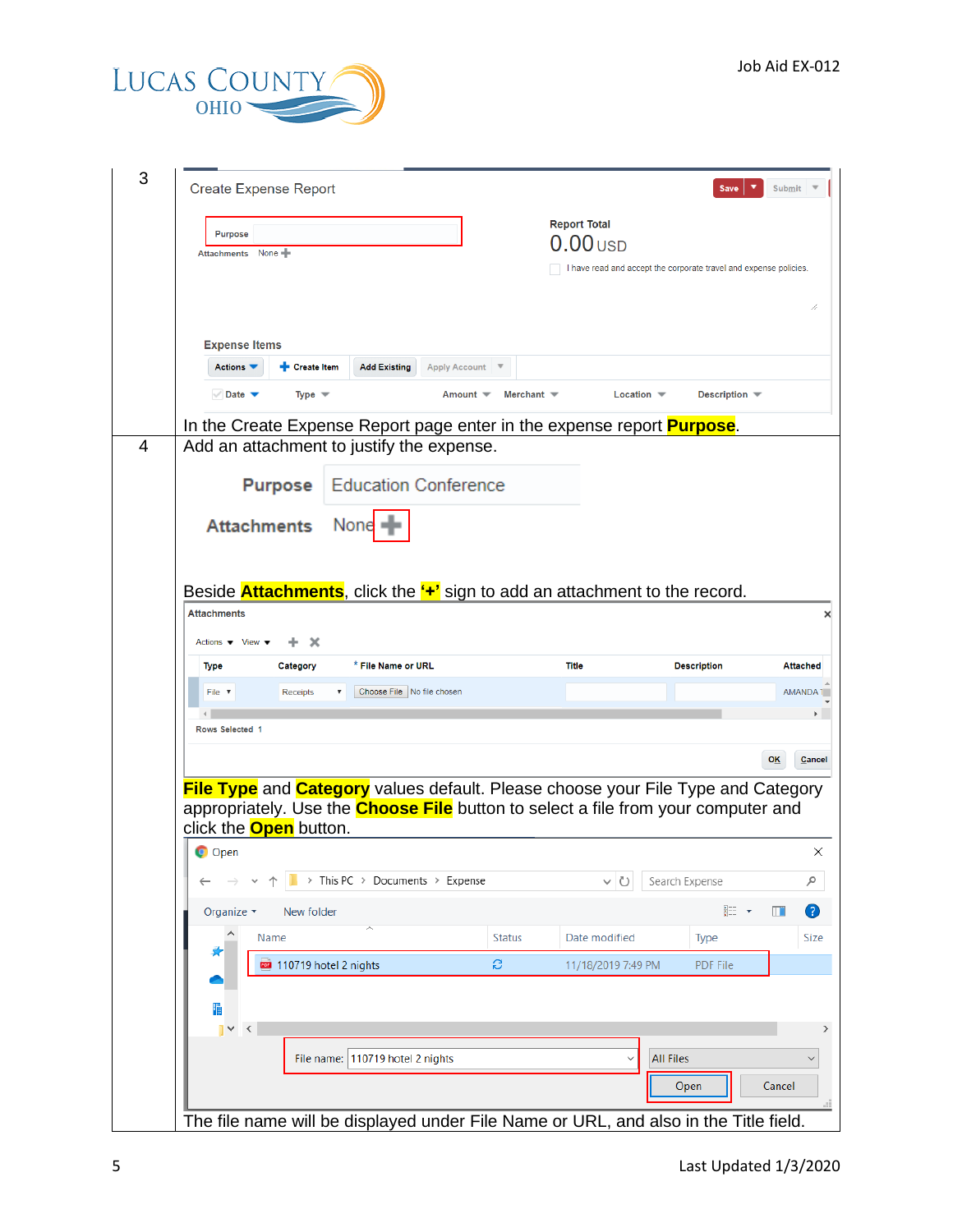| | |
|---|---|
| 3 | In the Create Expense Report page enter in the expense report **Purpose**. |
| 4 | Add an attachment to justify the expense.<br><br>Beside **Attachments**, click the **'+'** sign to add an attachment to the record.<br><br>**File Type** and **Category** values default. Please choose your File Type and Category appropriately. Use the **Choose File** button to select a file from your computer and click the **Open** button.<br><br>The file name will be displayed under File Name or URL, and also in the Title field. |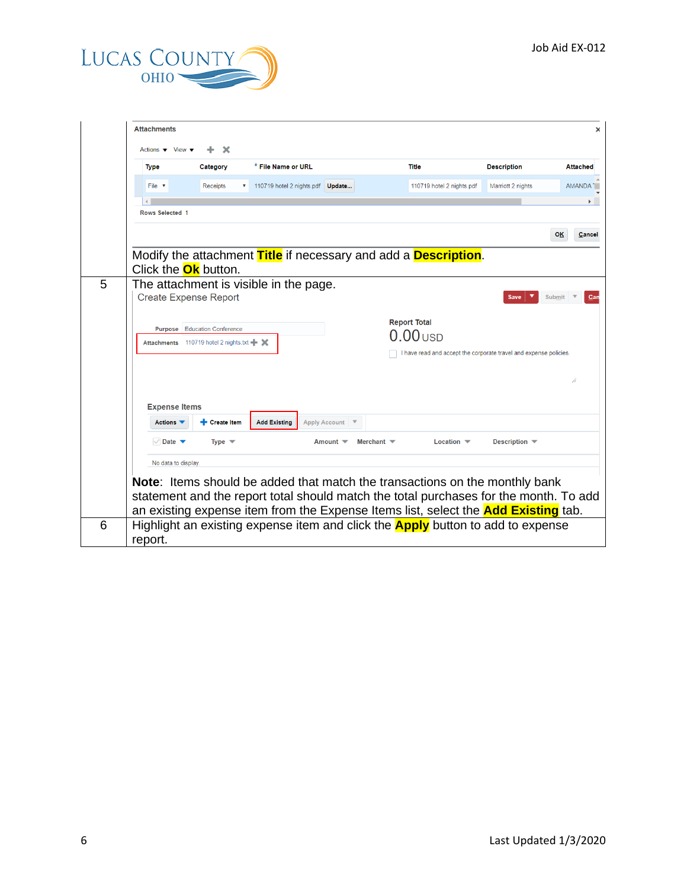| | |
|---|---|
| | Modify the attachment **Title** if necessary and add a **Description**. Click the **Ok** button. |
| 5 | The attachment is visible in the page.<br><br>**Note**: Items should be added that match the transactions on the monthly bank statement and the report total should match the total purchases for the month. To add an existing expense item from the Expense Items list, select the **Add Existing** tab. |
| 6 | Highlight an existing expense item and click the **Apply** button to add to expense report. |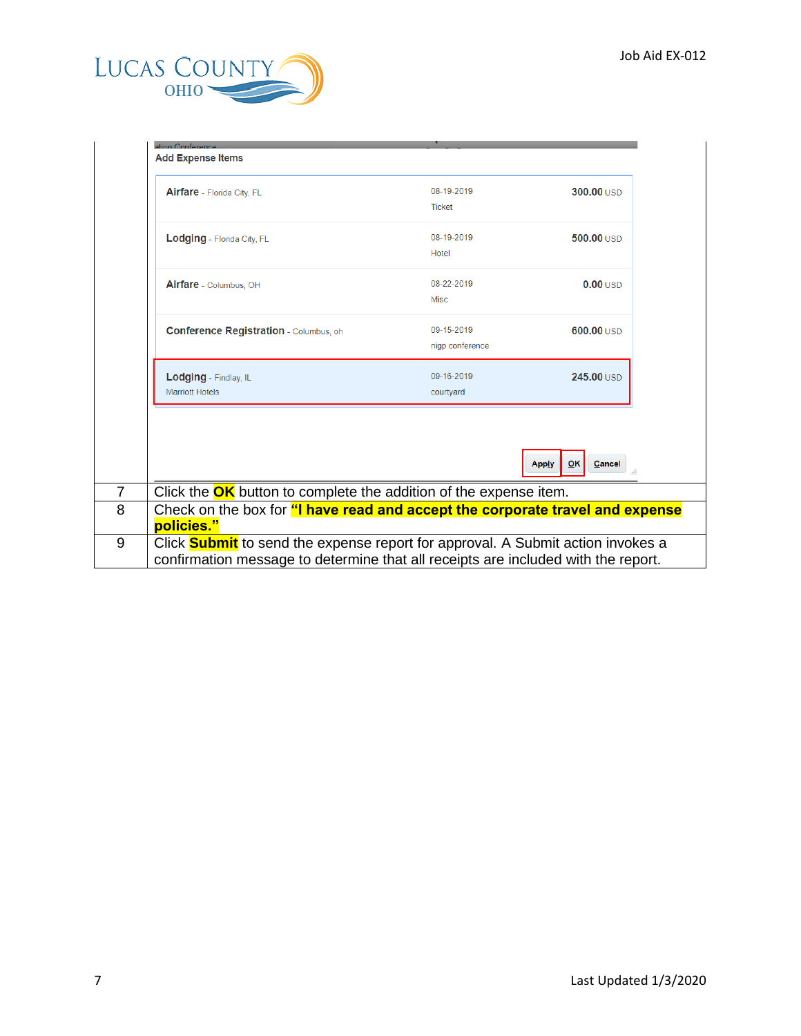| | |
|---|---|
| | Add Expense Items<br>Airfare - Florida City, FL 08-19-2019 Ticket 300.00 USD<br>Lodging - Florida City, FL 08-19-2019 Hotel 500.00 USD<br>Airfare - Columbus, OH 08-22-2019 Misc 0.00 USD<br>Conference Registration - Columbus, oh 09-15-2019 nigp conference 600.00 USD<br>Lodging - Findlay, IL Marriott Hotels 09-16-2019 courtyard 245.00 USD<br>Apply OK Cancel |
| 7 | Click the **OK** button to complete the addition of the expense item. |
| 8 | Check on the box for **"I have read and accept the corporate travel and expense policies."** |
| 9 | Click **Submit** to send the expense report for approval. A Submit action invokes a confirmation message to determine that all receipts are included with the report. |